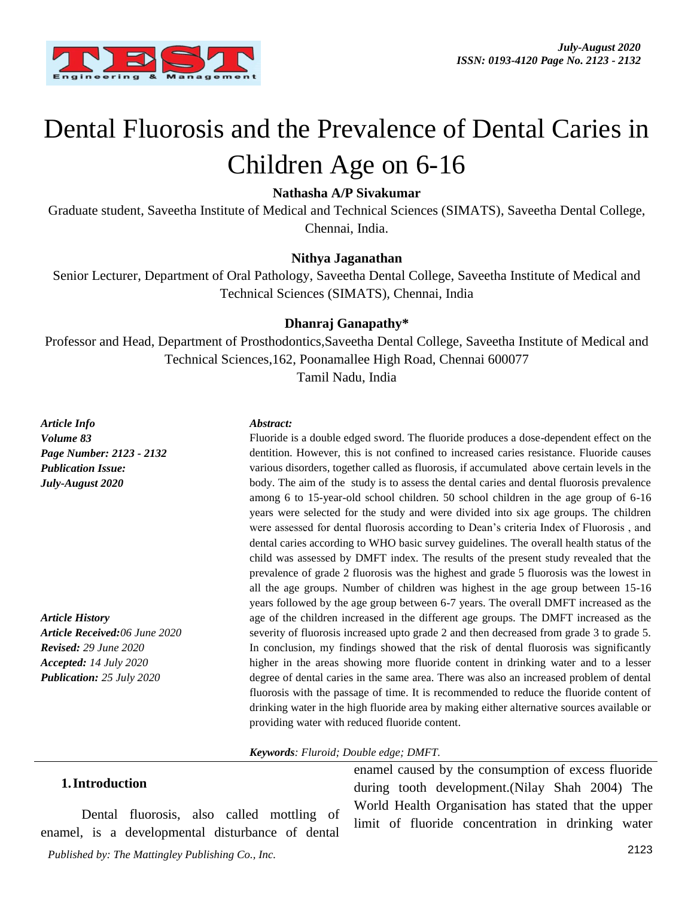# Dental Fluorosis and the Prevalence of Dental Caries in Children Age on 6-16

**Nathasha A/P Sivakumar**

Graduate student, Saveetha Institute of Medical and Technical Sciences (SIMATS), Saveetha Dental College, Chennai, India.

**Nithya Jaganathan**

Senior Lecturer, Department of Oral Pathology, Saveetha Dental College, Saveetha Institute of Medical and Technical Sciences (SIMATS), Chennai, India

**Dhanraj Ganapathy***

Professor and Head, Department of Prosthodontics,Saveetha Dental College, Saveetha Institute of Medical and Technical Sciences,162, Poonamallee High Road, Chennai 600077
Tamil Nadu, India

***Article Info***
***Volume 83***
***Page Number: 2123 - 2132***
***Publication Issue:***
***July-August 2020***

***Article History***
***Article Received:*** *06 June 2020*
***Revised:*** *29 June 2020*
***Accepted:*** *14 July 2020*
***Publication:*** *25 July 2020*

***Abstract:***

Fluoride is a double edged sword. The fluoride produces a dose-dependent effect on the dentition. However, this is not confined to increased caries resistance. Fluoride causes various disorders, together called as fluorosis, if accumulated above certain levels in the body. The aim of the study is to assess the dental caries and dental fluorosis prevalence among 6 to 15-year-old school children. 50 school children in the age group of 6-16 years were selected for the study and were divided into six age groups. The children were assessed for dental fluorosis according to Dean's criteria Index of Fluorosis , and dental caries according to WHO basic survey guidelines. The overall health status of the child was assessed by DMFT index. The results of the present study revealed that the prevalence of grade 2 fluorosis was the highest and grade 5 fluorosis was the lowest in all the age groups. Number of children was highest in the age group between 15-16 years followed by the age group between 6-7 years. The overall DMFT increased as the age of the children increased in the different age groups. The DMFT increased as the severity of fluorosis increased upto grade 2 and then decreased from grade 3 to grade 5. In conclusion, my findings showed that the risk of dental fluorosis was significantly higher in the areas showing more fluoride content in drinking water and to a lesser degree of dental caries in the same area. There was also an increased problem of dental fluorosis with the passage of time. It is recommended to reduce the fluoride content of drinking water in the high fluoride area by making either alternative sources available or providing water with reduced fluoride content.

***Keywords****: Fluroid; Double edge; DMFT.*

## 1. Introduction

Dental fluorosis, also called mottling of enamel, is a developmental disturbance of dental enamel caused by the consumption of excess fluoride during tooth development.(Nilay Shah 2004) The World Health Organisation has stated that the upper limit of fluoride concentration in drinking water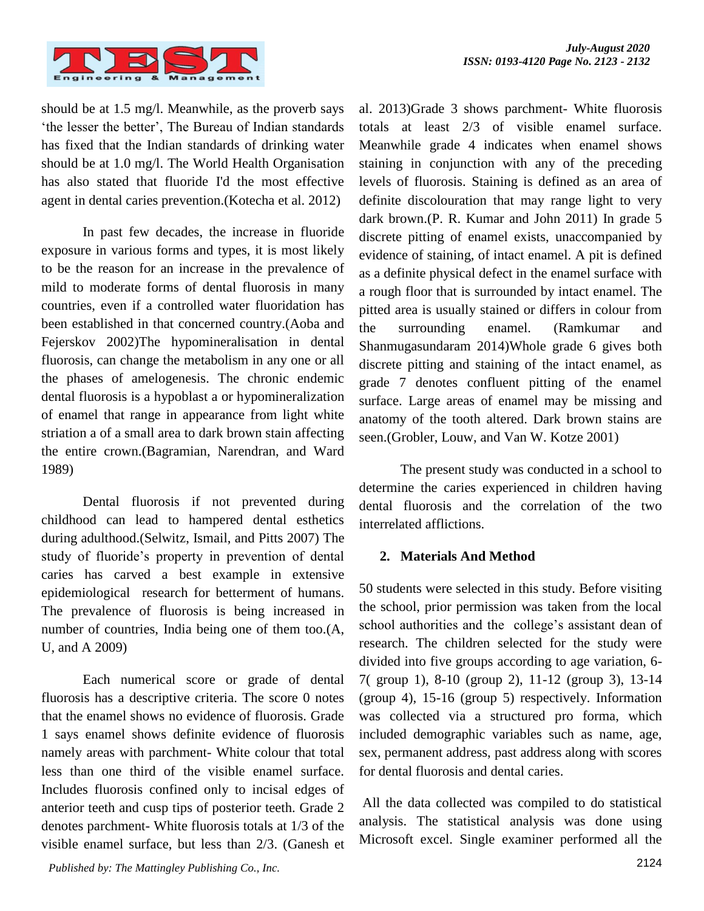should be at 1.5 mg/l. Meanwhile, as the proverb says 'the lesser the better', The Bureau of Indian standards has fixed that the Indian standards of drinking water should be at 1.0 mg/l. The World Health Organisation has also stated that fluoride I'd the most effective agent in dental caries prevention.(Kotecha et al. 2012)

In past few decades, the increase in fluoride exposure in various forms and types, it is most likely to be the reason for an increase in the prevalence of mild to moderate forms of dental fluorosis in many countries, even if a controlled water fluoridation has been established in that concerned country.(Aoba and Fejerskov 2002)The hypomineralisation in dental fluorosis, can change the metabolism in any one or all the phases of amelogenesis. The chronic endemic dental fluorosis is a hypoblast a or hypomineralization of enamel that range in appearance from light white striation a of a small area to dark brown stain affecting the entire crown.(Bagramian, Narendran, and Ward 1989)

Dental fluorosis if not prevented during childhood can lead to hampered dental esthetics during adulthood.(Selwitz, Ismail, and Pitts 2007) The study of fluoride's property in prevention of dental caries has carved a best example in extensive epidemiological research for betterment of humans. The prevalence of fluorosis is being increased in number of countries, India being one of them too.(A, U, and A 2009)

Each numerical score or grade of dental fluorosis has a descriptive criteria. The score 0 notes that the enamel shows no evidence of fluorosis. Grade 1 says enamel shows definite evidence of fluorosis namely areas with parchment- White colour that total less than one third of the visible enamel surface. Includes fluorosis confined only to incisal edges of anterior teeth and cusp tips of posterior teeth. Grade 2 denotes parchment- White fluorosis totals at 1/3 of the visible enamel surface, but less than 2/3. (Ganesh et al. 2013)Grade 3 shows parchment- White fluorosis totals at least 2/3 of visible enamel surface. Meanwhile grade 4 indicates when enamel shows staining in conjunction with any of the preceding levels of fluorosis. Staining is defined as an area of definite discolouration that may range light to very dark brown.(P. R. Kumar and John 2011) In grade 5 discrete pitting of enamel exists, unaccompanied by evidence of staining, of intact enamel. A pit is defined as a definite physical defect in the enamel surface with a rough floor that is surrounded by intact enamel. The pitted area is usually stained or differs in colour from the surrounding enamel. (Ramkumar and Shanmugasundaram 2014)Whole grade 6 gives both discrete pitting and staining of the intact enamel, as grade 7 denotes confluent pitting of the enamel surface. Large areas of enamel may be missing and anatomy of the tooth altered. Dark brown stains are seen.(Grobler, Louw, and Van W. Kotze 2001)

The present study was conducted in a school to determine the caries experienced in children having dental fluorosis and the correlation of the two interrelated afflictions.

## 2. Materials And Method

50 students were selected in this study. Before visiting the school, prior permission was taken from the local school authorities and the college's assistant dean of research. The children selected for the study were divided into five groups according to age variation, 6-7( group 1), 8-10 (group 2), 11-12 (group 3), 13-14 (group 4), 15-16 (group 5) respectively. Information was collected via a structured pro forma, which included demographic variables such as name, age, sex, permanent address, past address along with scores for dental fluorosis and dental caries.

All the data collected was compiled to do statistical analysis. The statistical analysis was done using Microsoft excel. Single examiner performed all the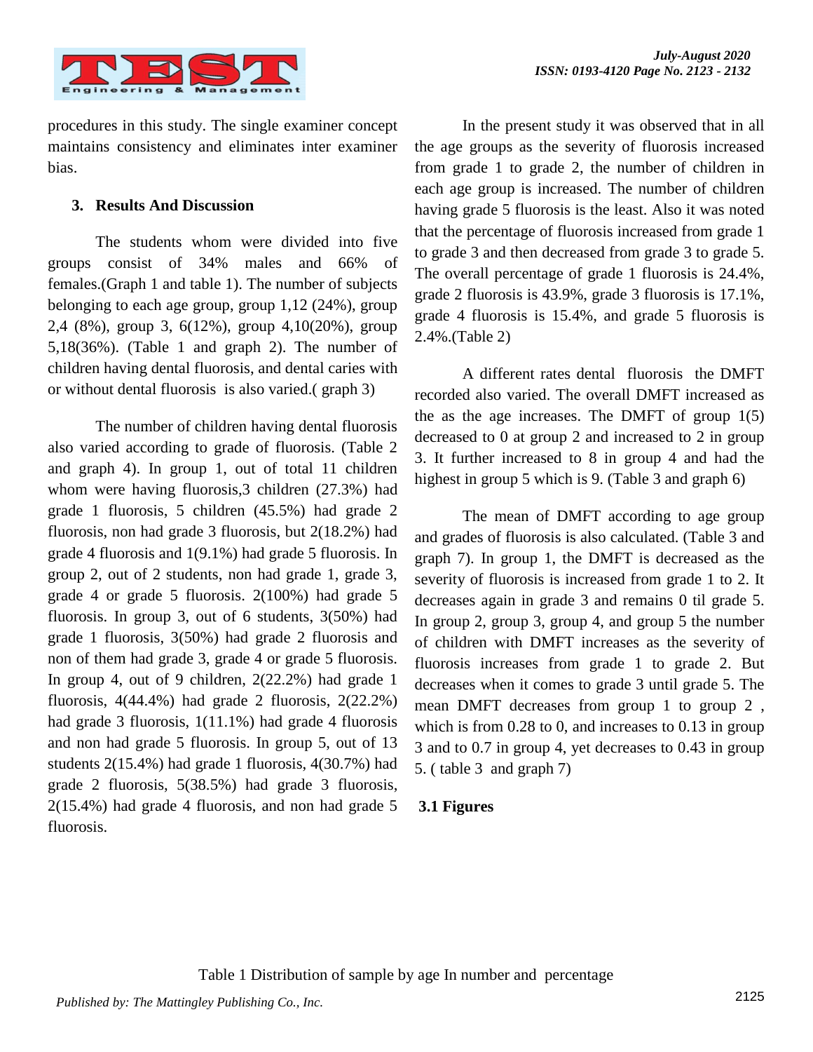procedures in this study. The single examiner concept maintains consistency and eliminates inter examiner bias.

## 3. Results And Discussion

The students whom were divided into five groups consist of 34% males and 66% of females.(Graph 1 and table 1). The number of subjects belonging to each age group, group 1,12 (24%), group 2,4 (8%), group 3, 6(12%), group 4,10(20%), group 5,18(36%). (Table 1 and graph 2). The number of children having dental fluorosis, and dental caries with or without dental fluorosis is also varied.( graph 3)

The number of children having dental fluorosis also varied according to grade of fluorosis. (Table 2 and graph 4). In group 1, out of total 11 children whom were having fluorosis,3 children (27.3%) had grade 1 fluorosis, 5 children (45.5%) had grade 2 fluorosis, non had grade 3 fluorosis, but 2(18.2%) had grade 4 fluorosis and 1(9.1%) had grade 5 fluorosis. In group 2, out of 2 students, non had grade 1, grade 3, grade 4 or grade 5 fluorosis. 2(100%) had grade 5 fluorosis. In group 3, out of 6 students, 3(50%) had grade 1 fluorosis, 3(50%) had grade 2 fluorosis and non of them had grade 3, grade 4 or grade 5 fluorosis. In group 4, out of 9 children, 2(22.2%) had grade 1 fluorosis, 4(44.4%) had grade 2 fluorosis, 2(22.2%) had grade 3 fluorosis, 1(11.1%) had grade 4 fluorosis and non had grade 5 fluorosis. In group 5, out of 13 students 2(15.4%) had grade 1 fluorosis, 4(30.7%) had grade 2 fluorosis, 5(38.5%) had grade 3 fluorosis, 2(15.4%) had grade 4 fluorosis, and non had grade 5 fluorosis.

In the present study it was observed that in all the age groups as the severity of fluorosis increased from grade 1 to grade 2, the number of children in each age group is increased. The number of children having grade 5 fluorosis is the least. Also it was noted that the percentage of fluorosis increased from grade 1 to grade 3 and then decreased from grade 3 to grade 5. The overall percentage of grade 1 fluorosis is 24.4%, grade 2 fluorosis is 43.9%, grade 3 fluorosis is 17.1%, grade 4 fluorosis is 15.4%, and grade 5 fluorosis is 2.4%.(Table 2)

A different rates dental fluorosis the DMFT recorded also varied. The overall DMFT increased as the as the age increases. The DMFT of group 1(5) decreased to 0 at group 2 and increased to 2 in group 3. It further increased to 8 in group 4 and had the highest in group 5 which is 9. (Table 3 and graph 6)

The mean of DMFT according to age group and grades of fluorosis is also calculated. (Table 3 and graph 7). In group 1, the DMFT is decreased as the severity of fluorosis is increased from grade 1 to 2. It decreases again in grade 3 and remains 0 til grade 5. In group 2, group 3, group 4, and group 5 the number of children with DMFT increases as the severity of fluorosis increases from grade 1 to grade 2. But decreases when it comes to grade 3 until grade 5. The mean DMFT decreases from group 1 to group 2 , which is from 0.28 to 0, and increases to 0.13 in group 3 and to 0.7 in group 4, yet decreases to 0.43 in group 5. ( table 3 and graph 7)

### 3.1 Figures

Table 1 Distribution of sample by age In number and percentage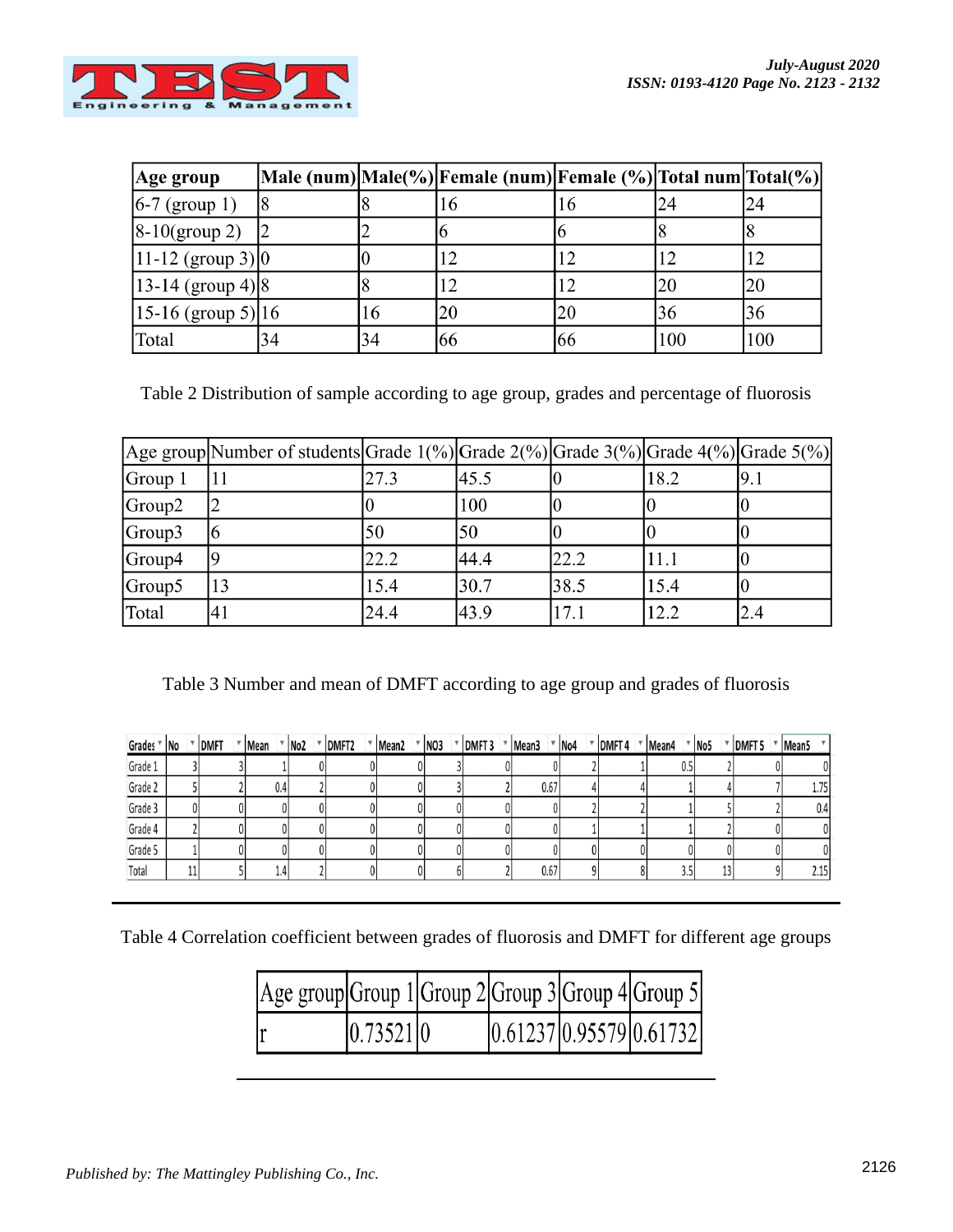| Age group | Male (num) | Male(%) | Female (num) | Female (%) | Total num | Total(%) |
|---|---|---|---|---|---|---|
| 6-7 (group 1) | 8 | 8 | 16 | 16 | 24 | 24 |
| 8-10(group 2) | 2 | 2 | 6 | 6 | 8 | 8 |
| 11-12 (group 3) | 0 | 0 | 12 | 12 | 12 | 12 |
| 13-14 (group 4) | 8 | 8 | 12 | 12 | 20 | 20 |
| 15-16 (group 5) | 16 | 16 | 20 | 20 | 36 | 36 |
| Total | 34 | 34 | 66 | 66 | 100 | 100 |

Table 2 Distribution of sample according to age group, grades and percentage of fluorosis

| Age group | Number of students | Grade 1(%) | Grade 2(%) | Grade 3(%) | Grade 4(%) | Grade 5(%) |
|---|---|---|---|---|---|---|
| Group 1 | 11 | 27.3 | 45.5 | 0 | 18.2 | 9.1 |
| Group2 | 2 | 0 | 100 | 0 | 0 | 0 |
| Group3 | 6 | 50 | 50 | 0 | 0 | 0 |
| Group4 | 9 | 22.2 | 44.4 | 22.2 | 11.1 | 0 |
| Group5 | 13 | 15.4 | 30.7 | 38.5 | 15.4 | 0 |
| Total | 41 | 24.4 | 43.9 | 17.1 | 12.2 | 2.4 |

Table 3 Number and mean of DMFT according to age group and grades of fluorosis

| Grades | No | DMFT | Mean | No2 | DMFT2 | Mean2 | NO3 | DMFT 3 | Mean3 | No4 | DMFT 4 | Mean4 | No5 | DMFT 5 | Mean5 |
|---|---|---|---|---|---|---|---|---|---|---|---|---|---|---|---|
| Grade 1 | 3 | 3 | 1 | 0 | 0 | 0 | 3 | 0 | 0 | 2 | 1 | 0.5 | 2 | 0 | 0 |
| Grade 2 | 5 | 2 | 0.4 | 2 | 0 | 0 | 3 | 2 | 0.67 | 4 | 4 | 1 | 4 | 7 | 1.75 |
| Grade 3 | 0 | 0 | 0 | 0 | 0 | 0 | 0 | 0 | 0 | 2 | 2 | 1 | 5 | 2 | 0.4 |
| Grade 4 | 2 | 0 | 0 | 0 | 0 | 0 | 0 | 0 | 0 | 1 | 1 | 1 | 2 | 0 | 0 |
| Grade 5 | 1 | 0 | 0 | 0 | 0 | 0 | 0 | 0 | 0 | 0 | 0 | 0 | 0 | 0 | 0 |
| Total | 11 | 5 | 1.4 | 2 | 0 | 0 | 6 | 2 | 0.67 | 9 | 8 | 3.5 | 13 | 9 | 2.15 |

Table 4 Correlation coefficient between grades of fluorosis and DMFT for different age groups

| Age group | Group 1 | Group 2 | Group 3 | Group 4 | Group 5 |
|---|---|---|---|---|---|
| r | 0.73521 | 0 | 0.61237 | 0.95579 | 0.61732 |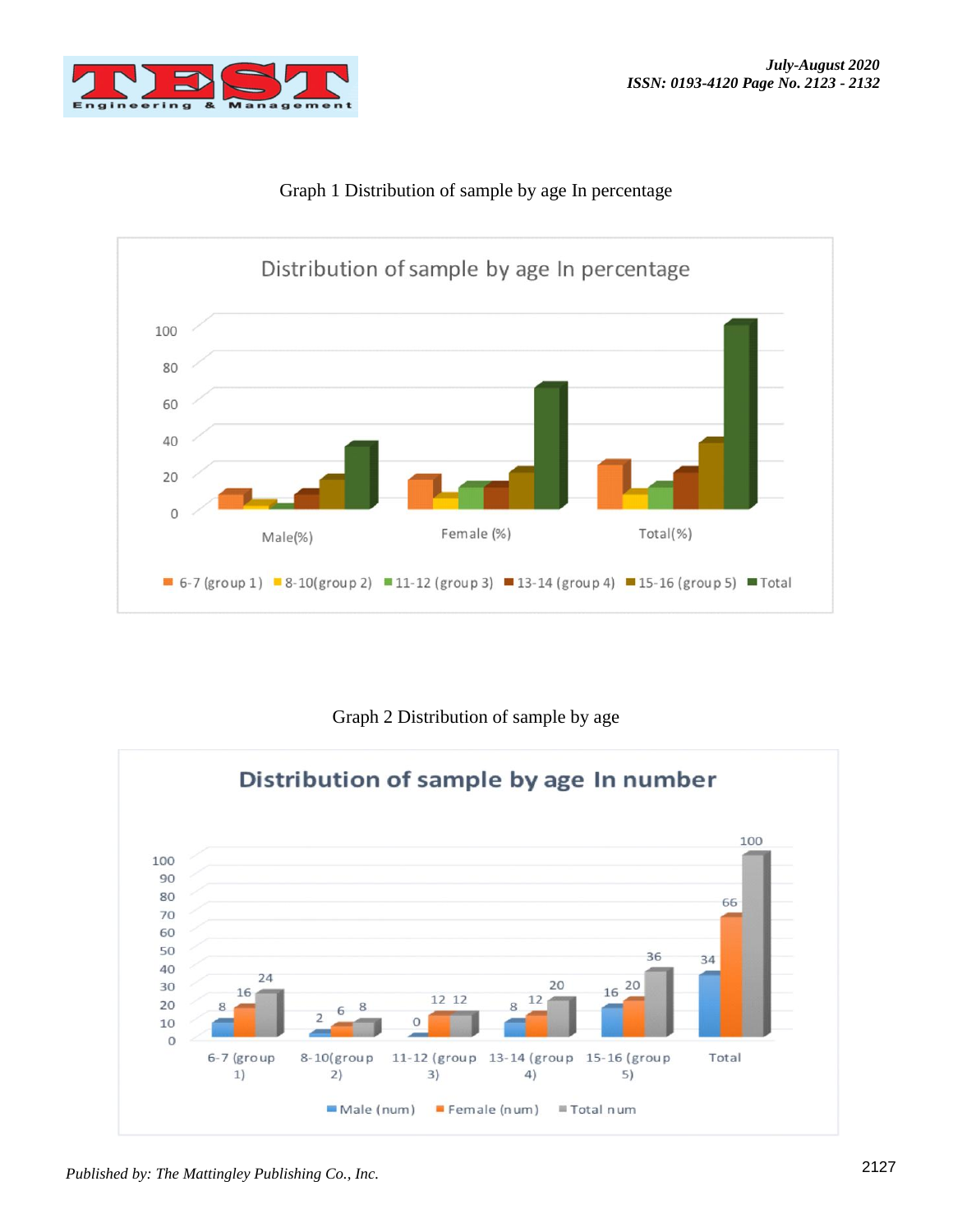Graph 1 Distribution of sample by age In percentage

Graph 2 Distribution of sample by age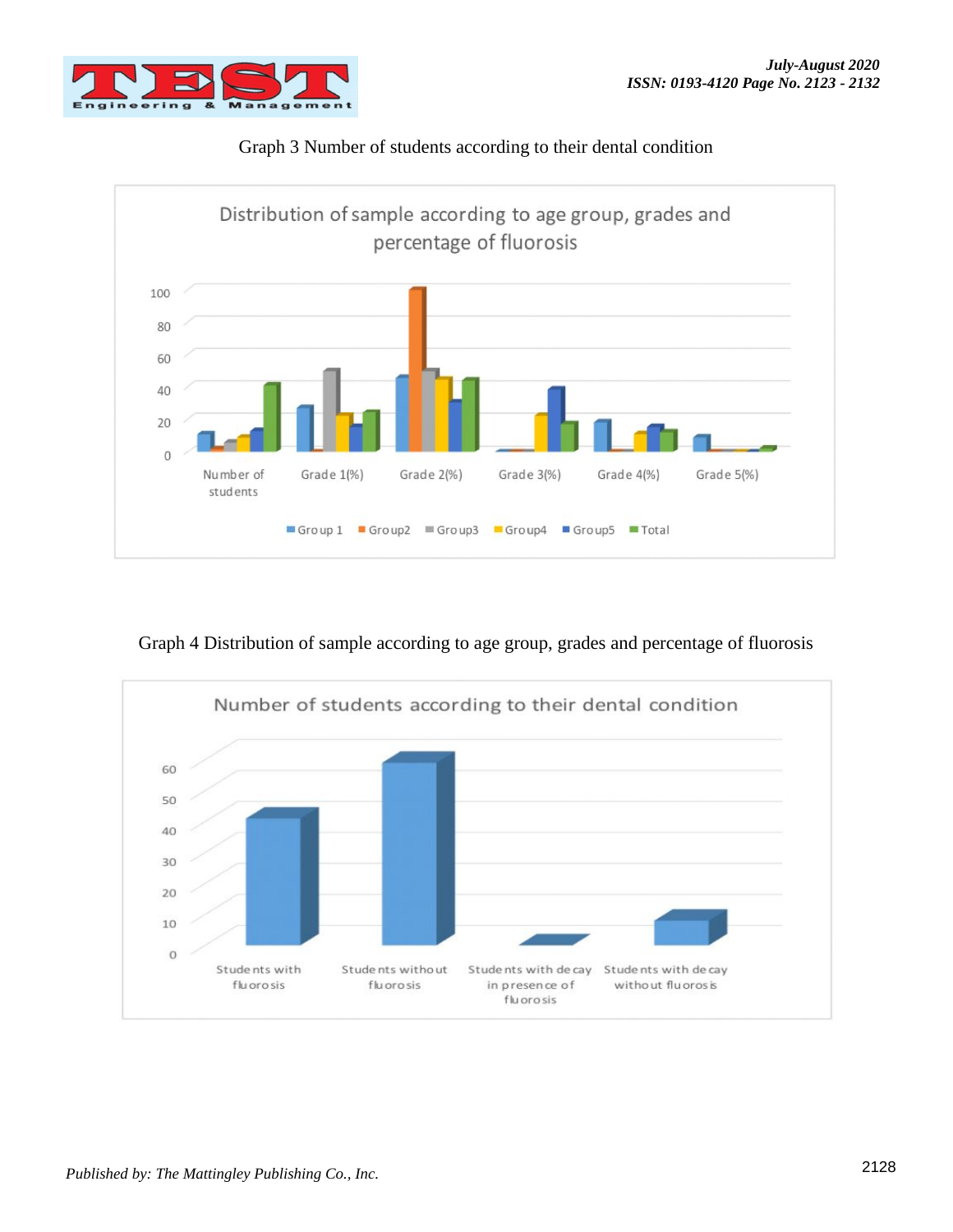Graph 3 Number of students according to their dental condition

Distribution of sample according to age group, grades and percentage of fluorosis

100
80
60
40
20
0

Number of students
Grade 1(%)
Grade 2(%)
Grade 3(%)
Grade 4(%)
Grade 5(%)

Group 1 Group2 Group3 Group4 Group5 Total

Graph 4 Distribution of sample according to age group, grades and percentage of fluorosis

Number of students according to their dental condition

60
50
40
30
20
10
0

Students with fluorosis
Students without fluorosis
Students with decay in presence of fluorosis
Students with decay without fluorosis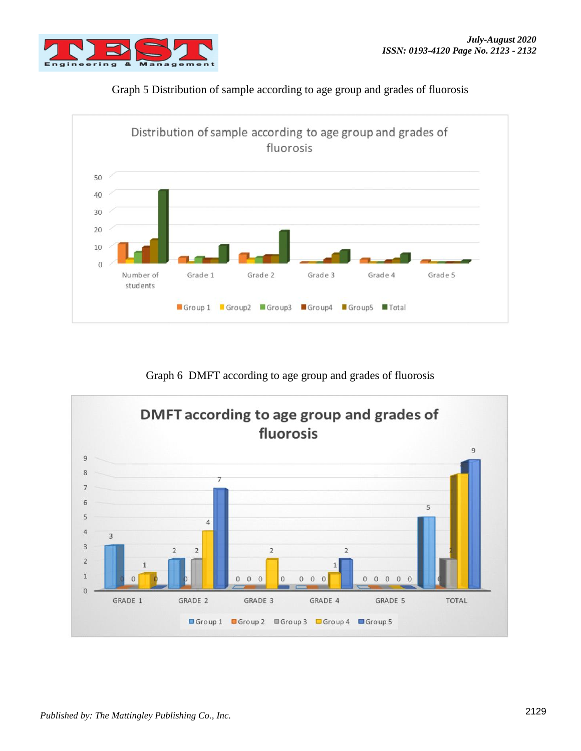Graph 5 Distribution of sample according to age group and grades of fluorosis

Distribution of sample according to age group and grades of fluorosis

50
40
30
20
10
0

Number of students
Grade 1
Grade 2
Grade 3
Grade 4
Grade 5

Group 1  Group2  Group3  Group4  Group5  Total

Graph 6 DMFT according to age group and grades of fluorosis

DMFT according to age group and grades of fluorosis

9
8
7
6
5
4
3
2
1
0

3 0 0 1 0
2 0 2 4 7
0 0 0 2 0
0 0 0 1 2
0 0 0 0 0
5 0 2 8 9

GRADE 1
GRADE 2
GRADE 3
GRADE 4
GRADE 5
TOTAL

Group 1  Group 2  Group 3  Group 4  Group 5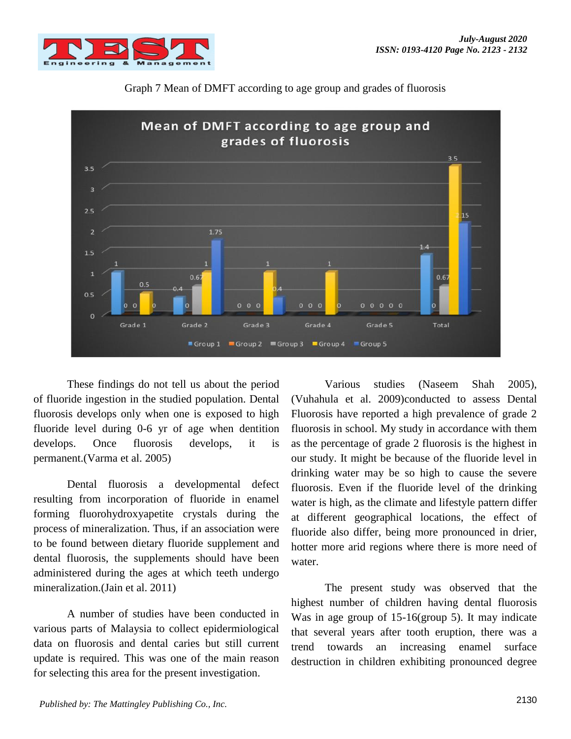Graph 7 Mean of DMFT according to age group and grades of fluorosis

Mean of DMFT according to age group and grades of fluorosis

3.5
3
2.5
2
1.5
1
0.5
0

1 0 0 0.5 0
0.4 0 0.67 1 1.75
0 0 0 1 0.4
0 0 0 1 0
0 0 0 0 0
1.4 0 0.67 3.5 2.15

Grade 1
Grade 2
Grade 3
Grade 4
Grade 5
Total

Group 1
Group 2
Group 3
Group 4
Group 5

These findings do not tell us about the period of fluoride ingestion in the studied population. Dental fluorosis develops only when one is exposed to high fluoride level during 0-6 yr of age when dentition develops. Once fluorosis develops, it is permanent.(Varma et al. 2005)

Dental fluorosis a developmental defect resulting from incorporation of fluoride in enamel forming fluorohydroxyapetite crystals during the process of mineralization. Thus, if an association were to be found between dietary fluoride supplement and dental fluorosis, the supplements should have been administered during the ages at which teeth undergo mineralization.(Jain et al. 2011)

A number of studies have been conducted in various parts of Malaysia to collect epidermiological data on fluorosis and dental caries but still current update is required. This was one of the main reason for selecting this area for the present investigation.

Various studies (Naseem Shah 2005), (Vuhahula et al. 2009)conducted to assess Dental Fluorosis have reported a high prevalence of grade 2 fluorosis in school. My study in accordance with them as the percentage of grade 2 fluorosis is the highest in our study. It might be because of the fluoride level in drinking water may be so high to cause the severe fluorosis. Even if the fluoride level of the drinking water is high, as the climate and lifestyle pattern differ at different geographical locations, the effect of fluoride also differ, being more pronounced in drier, hotter more arid regions where there is more need of water.

The present study was observed that the highest number of children having dental fluorosis Was in age group of 15-16(group 5). It may indicate that several years after tooth eruption, there was a trend towards an increasing enamel surface destruction in children exhibiting pronounced degree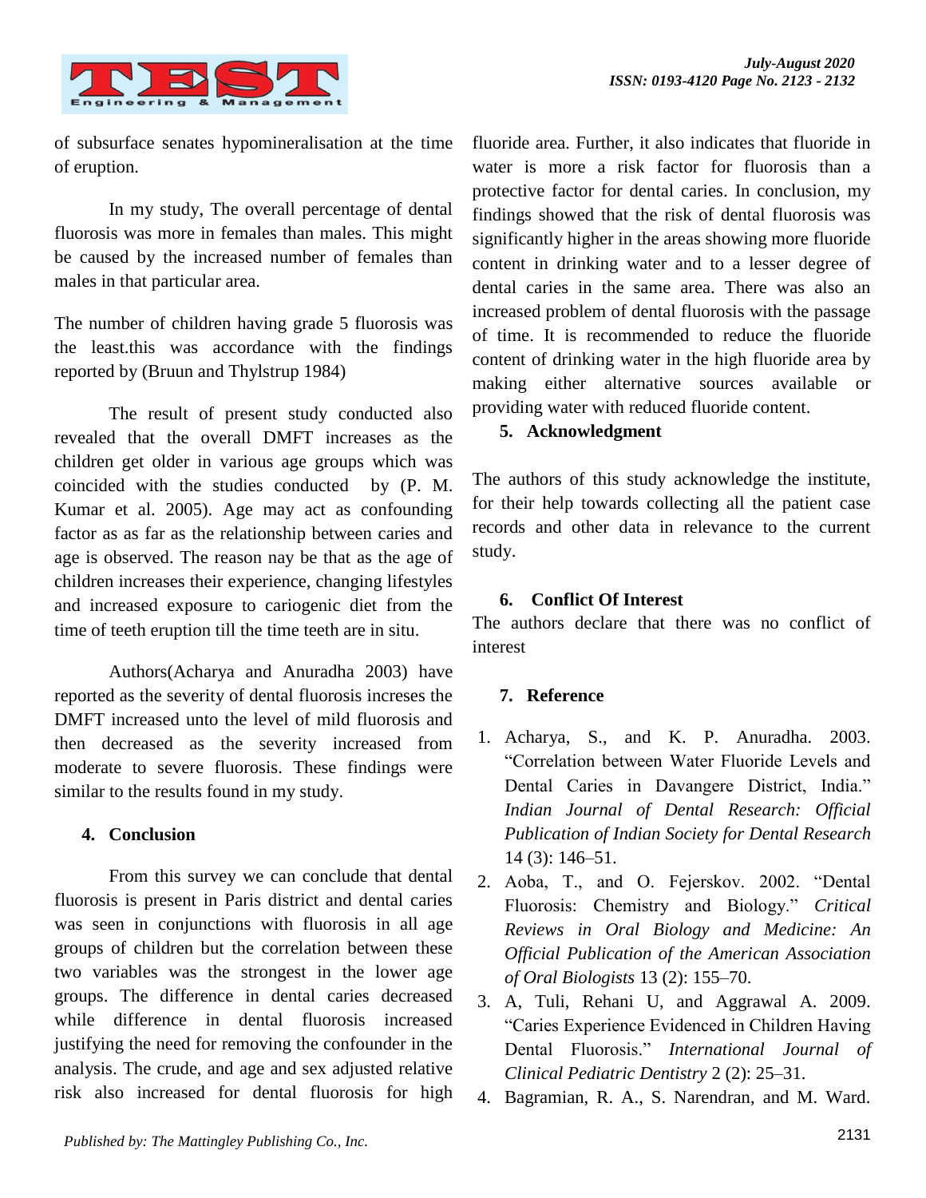of subsurface senates hypomineralisation at the time of eruption.

In my study, The overall percentage of dental fluorosis was more in females than males. This might be caused by the increased number of females than males in that particular area.

The number of children having grade 5 fluorosis was the least.this was accordance with the findings reported by (Bruun and Thylstrup 1984)

The result of present study conducted also revealed that the overall DMFT increases as the children get older in various age groups which was coincided with the studies conducted by (P. M. Kumar et al. 2005). Age may act as confounding factor as as far as the relationship between caries and age is observed. The reason nay be that as the age of children increases their experience, changing lifestyles and increased exposure to cariogenic diet from the time of teeth eruption till the time teeth are in situ.

Authors(Acharya and Anuradha 2003) have reported as the severity of dental fluorosis increses the DMFT increased unto the level of mild fluorosis and then decreased as the severity increased from moderate to severe fluorosis. These findings were similar to the results found in my study.

## 4. Conclusion

From this survey we can conclude that dental fluorosis is present in Paris district and dental caries was seen in conjunctions with fluorosis in all age groups of children but the correlation between these two variables was the strongest in the lower age groups. The difference in dental caries decreased while difference in dental fluorosis increased justifying the need for removing the confounder in the analysis. The crude, and age and sex adjusted relative risk also increased for dental fluorosis for high fluoride area. Further, it also indicates that fluoride in water is more a risk factor for fluorosis than a protective factor for dental caries. In conclusion, my findings showed that the risk of dental fluorosis was significantly higher in the areas showing more fluoride content in drinking water and to a lesser degree of dental caries in the same area. There was also an increased problem of dental fluorosis with the passage of time. It is recommended to reduce the fluoride content of drinking water in the high fluoride area by making either alternative sources available or providing water with reduced fluoride content.

## 5. Acknowledgment

The authors of this study acknowledge the institute, for their help towards collecting all the patient case records and other data in relevance to the current study.

## 6. Conflict Of Interest

The authors declare that there was no conflict of interest

## 7. Reference

1. Acharya, S., and K. P. Anuradha. 2003. "Correlation between Water Fluoride Levels and Dental Caries in Davangere District, India." *Indian Journal of Dental Research: Official Publication of Indian Society for Dental Research* 14 (3): 146–51.
2. Aoba, T., and O. Fejerskov. 2002. "Dental Fluorosis: Chemistry and Biology." *Critical Reviews in Oral Biology and Medicine: An Official Publication of the American Association of Oral Biologists* 13 (2): 155–70.
3. A, Tuli, Rehani U, and Aggrawal A. 2009. "Caries Experience Evidenced in Children Having Dental Fluorosis." *International Journal of Clinical Pediatric Dentistry* 2 (2): 25–31.
4. Bagramian, R. A., S. Narendran, and M. Ward.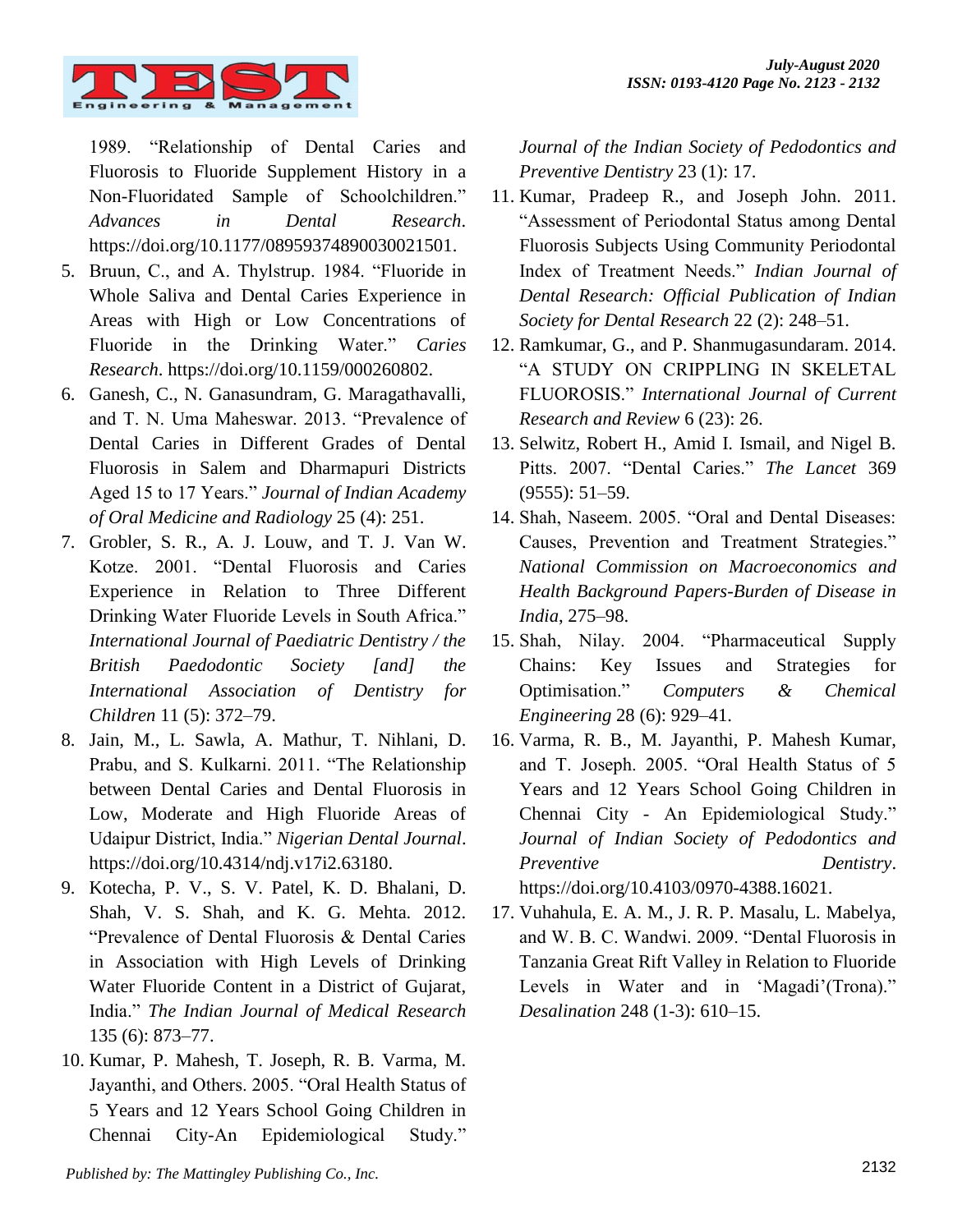1989. "Relationship of Dental Caries and Fluorosis to Fluoride Supplement History in a Non-Fluoridated Sample of Schoolchildren." *Advances in Dental Research*. https://doi.org/10.1177/08959374890030021501.

5. Bruun, C., and A. Thylstrup. 1984. "Fluoride in Whole Saliva and Dental Caries Experience in Areas with High or Low Concentrations of Fluoride in the Drinking Water." *Caries Research*. https://doi.org/10.1159/000260802.
6. Ganesh, C., N. Ganasundram, G. Maragathavalli, and T. N. Uma Maheswar. 2013. "Prevalence of Dental Caries in Different Grades of Dental Fluorosis in Salem and Dharmapuri Districts Aged 15 to 17 Years." *Journal of Indian Academy of Oral Medicine and Radiology* 25 (4): 251.
7. Grobler, S. R., A. J. Louw, and T. J. Van W. Kotze. 2001. "Dental Fluorosis and Caries Experience in Relation to Three Different Drinking Water Fluoride Levels in South Africa." *International Journal of Paediatric Dentistry / the British Paedodontic Society [and] the International Association of Dentistry for Children* 11 (5): 372–79.
8. Jain, M., L. Sawla, A. Mathur, T. Nihlani, D. Prabu, and S. Kulkarni. 2011. "The Relationship between Dental Caries and Dental Fluorosis in Low, Moderate and High Fluoride Areas of Udaipur District, India." *Nigerian Dental Journal*. https://doi.org/10.4314/ndj.v17i2.63180.
9. Kotecha, P. V., S. V. Patel, K. D. Bhalani, D. Shah, V. S. Shah, and K. G. Mehta. 2012. "Prevalence of Dental Fluorosis & Dental Caries in Association with High Levels of Drinking Water Fluoride Content in a District of Gujarat, India." *The Indian Journal of Medical Research* 135 (6): 873–77.
10. Kumar, P. Mahesh, T. Joseph, R. B. Varma, M. Jayanthi, and Others. 2005. "Oral Health Status of 5 Years and 12 Years School Going Children in Chennai City-An Epidemiological Study." *Journal of the Indian Society of Pedodontics and Preventive Dentistry* 23 (1): 17.
11. Kumar, Pradeep R., and Joseph John. 2011. "Assessment of Periodontal Status among Dental Fluorosis Subjects Using Community Periodontal Index of Treatment Needs." *Indian Journal of Dental Research: Official Publication of Indian Society for Dental Research* 22 (2): 248–51.
12. Ramkumar, G., and P. Shanmugasundaram. 2014. "A STUDY ON CRIPPLING IN SKELETAL FLUOROSIS." *International Journal of Current Research and Review* 6 (23): 26.
13. Selwitz, Robert H., Amid I. Ismail, and Nigel B. Pitts. 2007. "Dental Caries." *The Lancet* 369 (9555): 51–59.
14. Shah, Naseem. 2005. "Oral and Dental Diseases: Causes, Prevention and Treatment Strategies." *National Commission on Macroeconomics and Health Background Papers-Burden of Disease in India*, 275–98.
15. Shah, Nilay. 2004. "Pharmaceutical Supply Chains: Key Issues and Strategies for Optimisation." *Computers & Chemical Engineering* 28 (6): 929–41.
16. Varma, R. B., M. Jayanthi, P. Mahesh Kumar, and T. Joseph. 2005. "Oral Health Status of 5 Years and 12 Years School Going Children in Chennai City - An Epidemiological Study." *Journal of Indian Society of Pedodontics and Preventive Dentistry*. https://doi.org/10.4103/0970-4388.16021.
17. Vuhahula, E. A. M., J. R. P. Masalu, L. Mabelya, and W. B. C. Wandwi. 2009. "Dental Fluorosis in Tanzania Great Rift Valley in Relation to Fluoride Levels in Water and in 'Magadi'(Trona)." *Desalination* 248 (1-3): 610–15.